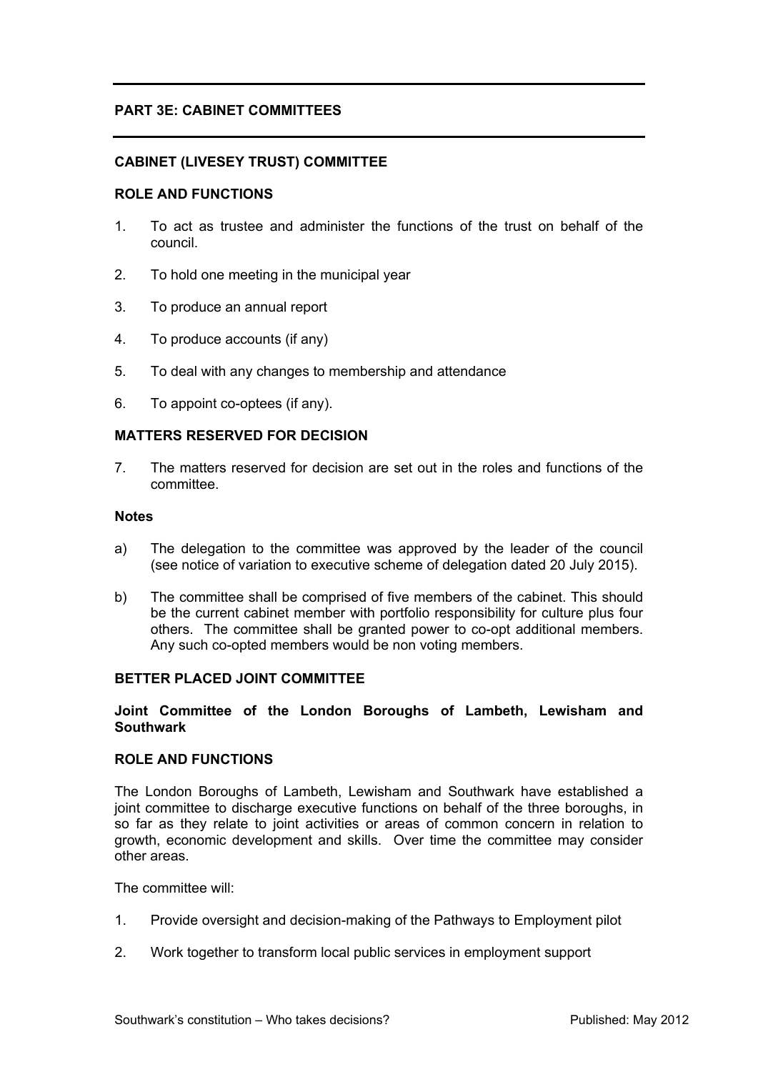## PART 3E: CABINET COMMITTEES

### CABINET (LIVESEY TRUST) COMMITTEE

#### ROLE AND FUNCTIONS

1. To act as trustee and administer the functions of the trust on behalf of the council.
2. To hold one meeting in the municipal year
3. To produce an annual report
4. To produce accounts (if any)
5. To deal with any changes to membership and attendance
6. To appoint co-optees (if any).

#### MATTERS RESERVED FOR DECISION

7. The matters reserved for decision are set out in the roles and functions of the committee.

**Notes**

a) The delegation to the committee was approved by the leader of the council (see notice of variation to executive scheme of delegation dated 20 July 2015).

b) The committee shall be comprised of five members of the cabinet. This should be the current cabinet member with portfolio responsibility for culture plus four others. The committee shall be granted power to co-opt additional members. Any such co-opted members would be non voting members.

### BETTER PLACED JOINT COMMITTEE

**Joint Committee of the London Boroughs of Lambeth, Lewisham and Southwark**

#### ROLE AND FUNCTIONS

The London Boroughs of Lambeth, Lewisham and Southwark have established a joint committee to discharge executive functions on behalf of the three boroughs, in so far as they relate to joint activities or areas of common concern in relation to growth, economic development and skills. Over time the committee may consider other areas.

The committee will:

1. Provide oversight and decision-making of the Pathways to Employment pilot
2. Work together to transform local public services in employment support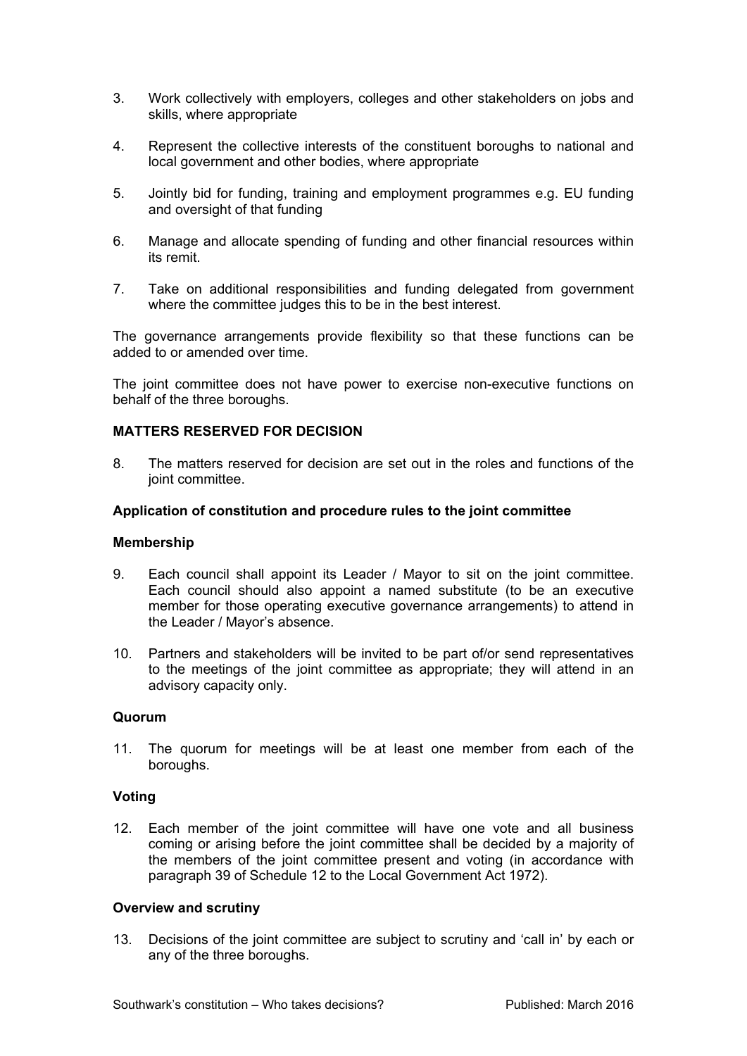3. Work collectively with employers, colleges and other stakeholders on jobs and skills, where appropriate

4. Represent the collective interests of the constituent boroughs to national and local government and other bodies, where appropriate

5. Jointly bid for funding, training and employment programmes e.g. EU funding and oversight of that funding

6. Manage and allocate spending of funding and other financial resources within its remit.

7. Take on additional responsibilities and funding delegated from government where the committee judges this to be in the best interest.

The governance arrangements provide flexibility so that these functions can be added to or amended over time.

The joint committee does not have power to exercise non-executive functions on behalf of the three boroughs.

**MATTERS RESERVED FOR DECISION**

8. The matters reserved for decision are set out in the roles and functions of the joint committee.

**Application of constitution and procedure rules to the joint committee**

**Membership**

9. Each council shall appoint its Leader / Mayor to sit on the joint committee. Each council should also appoint a named substitute (to be an executive member for those operating executive governance arrangements) to attend in the Leader / Mayor's absence.

10. Partners and stakeholders will be invited to be part of/or send representatives to the meetings of the joint committee as appropriate; they will attend in an advisory capacity only.

**Quorum**

11. The quorum for meetings will be at least one member from each of the boroughs.

**Voting**

12. Each member of the joint committee will have one vote and all business coming or arising before the joint committee shall be decided by a majority of the members of the joint committee present and voting (in accordance with paragraph 39 of Schedule 12 to the Local Government Act 1972).

**Overview and scrutiny**

13. Decisions of the joint committee are subject to scrutiny and 'call in' by each or any of the three boroughs.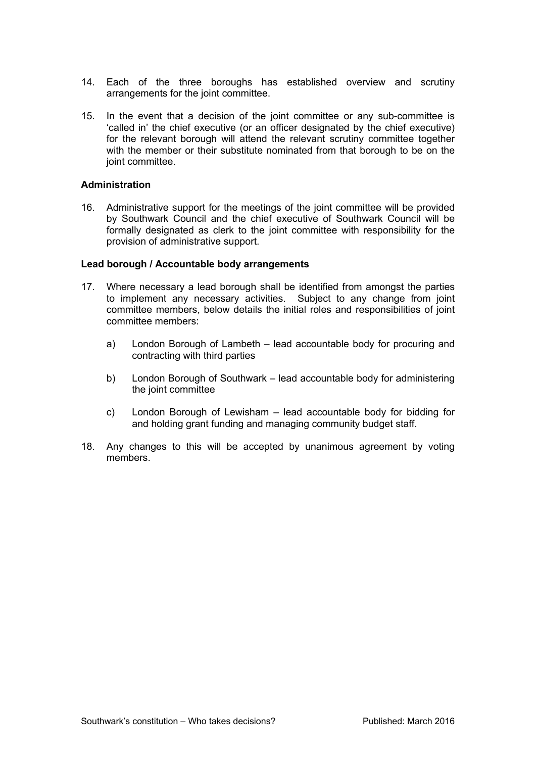14. Each of the three boroughs has established overview and scrutiny arrangements for the joint committee.

15. In the event that a decision of the joint committee or any sub-committee is 'called in' the chief executive (or an officer designated by the chief executive) for the relevant borough will attend the relevant scrutiny committee together with the member or their substitute nominated from that borough to be on the joint committee.

**Administration**

16. Administrative support for the meetings of the joint committee will be provided by Southwark Council and the chief executive of Southwark Council will be formally designated as clerk to the joint committee with responsibility for the provision of administrative support.

**Lead borough / Accountable body arrangements**

17. Where necessary a lead borough shall be identified from amongst the parties to implement any necessary activities. Subject to any change from joint committee members, below details the initial roles and responsibilities of joint committee members:

    a) London Borough of Lambeth – lead accountable body for procuring and contracting with third parties

    b) London Borough of Southwark – lead accountable body for administering the joint committee

    c) London Borough of Lewisham – lead accountable body for bidding for and holding grant funding and managing community budget staff.

18. Any changes to this will be accepted by unanimous agreement by voting members.